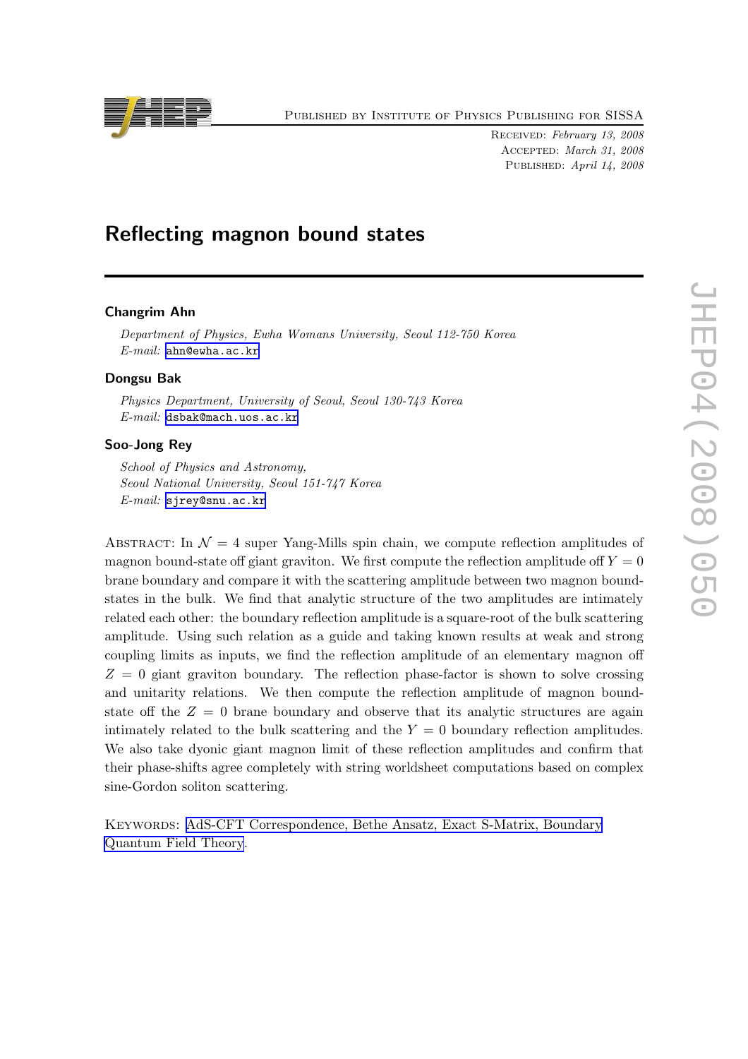Published by Institute of Physics Publishing for SISSA

Received: *February 13, 2008*
Accepted: *March 31, 2008*
Published: *April 14, 2008*

# Reflecting magnon bound states

**Changrim Ahn**

*Department of Physics, Ewha Womans University, Seoul 112-750 Korea*
*E-mail:* ahn@ewha.ac.kr

**Dongsu Bak**

*Physics Department, University of Seoul, Seoul 130-743 Korea*
*E-mail:* dsbak@mach.uos.ac.kr

**Soo-Jong Rey**

*School of Physics and Astronomy,*
*Seoul National University, Seoul 151-747 Korea*
*E-mail:* sjrey@snu.ac.kr

Abstract: In $\mathcal{N} = 4$ super Yang-Mills spin chain, we compute reflection amplitudes of magnon bound-state off giant graviton. We first compute the reflection amplitude off $Y = 0$ brane boundary and compare it with the scattering amplitude between two magnon bound-states in the bulk. We find that analytic structure of the two amplitudes are intimately related each other: the boundary reflection amplitude is a square-root of the bulk scattering amplitude. Using such relation as a guide and taking known results at weak and strong coupling limits as inputs, we find the reflection amplitude of an elementary magnon off $Z = 0$ giant graviton boundary. The reflection phase-factor is shown to solve crossing and unitarity relations. We then compute the reflection amplitude of magnon bound-state off the $Z = 0$ brane boundary and observe that its analytic structures are again intimately related to the bulk scattering and the $Y = 0$ boundary reflection amplitudes. We also take dyonic giant magnon limit of these reflection amplitudes and confirm that their phase-shifts agree completely with string worldsheet computations based on complex sine-Gordon soliton scattering.

Keywords: AdS-CFT Correspondence, Bethe Ansatz, Exact S-Matrix, Boundary Quantum Field Theory.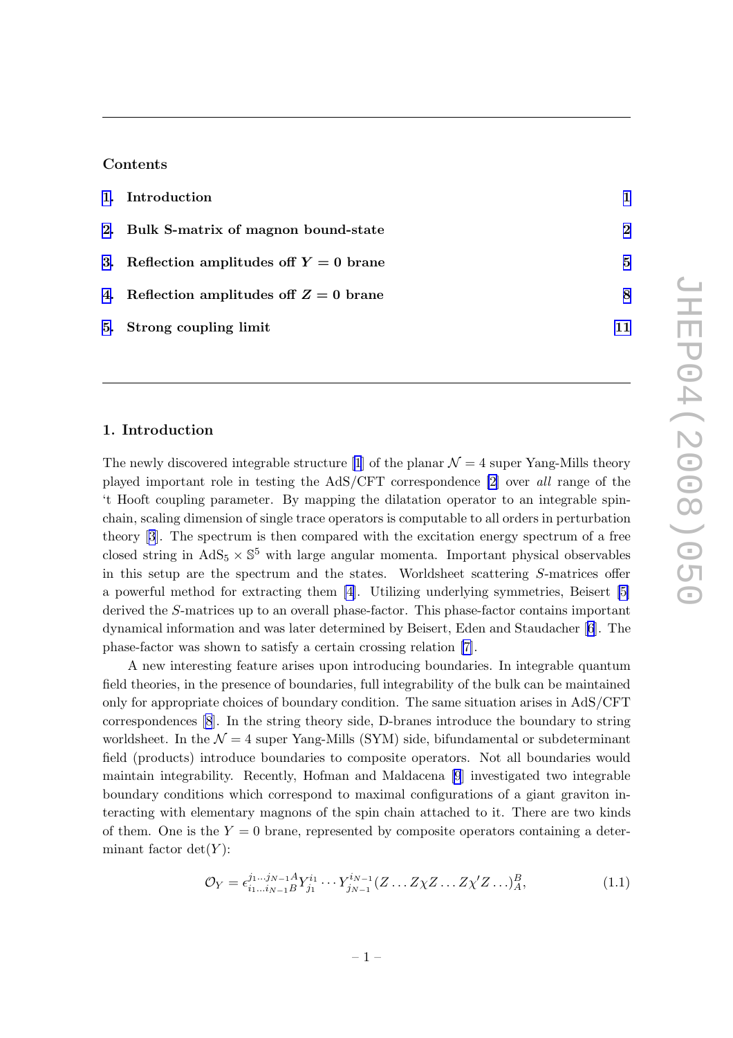**Contents**

1. Introduction 1
2. Bulk S-matrix of magnon bound-state 2
3. Reflection amplitudes off $\boldsymbol{Y=0}$ brane 5
4. Reflection amplitudes off $\boldsymbol{Z=0}$ brane 8
5. Strong coupling limit 11

## 1. Introduction

The newly discovered integrable structure [1] of the planar $\mathcal{N}=4$ super Yang-Mills theory played important role in testing the AdS/CFT correspondence [2] over *all* range of the 't Hooft coupling parameter. By mapping the dilatation operator to an integrable spin-chain, scaling dimension of single trace operators is computable to all orders in perturbation theory [3]. The spectrum is then compared with the excitation energy spectrum of a free closed string in $\mathrm{AdS}_5 \times \mathbb{S}^5$ with large angular momenta. Important physical observables in this setup are the spectrum and the states. Worldsheet scattering $S$-matrices offer a powerful method for extracting them [4]. Utilizing underlying symmetries, Beisert [5] derived the $S$-matrices up to an overall phase-factor. This phase-factor contains important dynamical information and was later determined by Beisert, Eden and Staudacher [6]. The phase-factor was shown to satisfy a certain crossing relation [7].

A new interesting feature arises upon introducing boundaries. In integrable quantum field theories, in the presence of boundaries, full integrability of the bulk can be maintained only for appropriate choices of boundary condition. The same situation arises in AdS/CFT correspondences [8]. In the string theory side, D-branes introduce the boundary to string worldsheet. In the $\mathcal{N}=4$ super Yang-Mills (SYM) side, bifundamental or subdeterminant field (products) introduce boundaries to composite operators. Not all boundaries would maintain integrability. Recently, Hofman and Maldacena [9] investigated two integrable boundary conditions which correspond to maximal configurations of a giant graviton interacting with elementary magnons of the spin chain attached to it. There are two kinds of them. One is the $Y=0$ brane, represented by composite operators containing a determinant factor $\det(Y)$:

$$\mathcal{O}_Y = \epsilon^{j_1 \ldots j_{N-1} A}_{i_1 \ldots i_{N-1} B} Y^{i_1}_{j_1} \cdots Y^{i_{N-1}}_{j_{N-1}} (Z \ldots Z \chi Z \ldots Z \chi' Z \ldots)^B_A, \tag{1.1}$$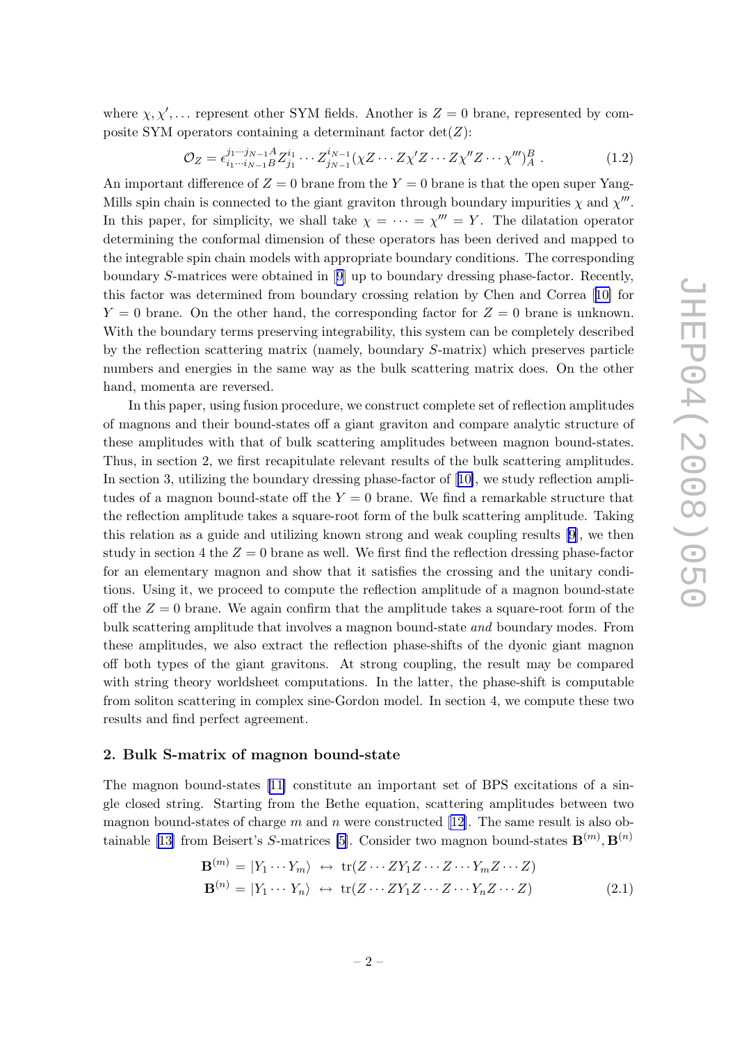where $\chi, \chi', \ldots$ represent other SYM fields. Another is $Z = 0$ brane, represented by composite SYM operators containing a determinant factor $\det(Z)$:

$$\mathcal{O}_Z = \epsilon^{j_1 \cdots j_{N-1} A}_{i_1 \cdots i_{N-1} B} Z^{i_1}_{j_1} \cdots Z^{i_{N-1}}_{j_{N-1}} (\chi Z \cdots Z \chi' Z \cdots Z \chi'' Z \cdots \chi''')^B_A \,. \tag{1.2}$$

An important difference of $Z = 0$ brane from the $Y = 0$ brane is that the open super Yang-Mills spin chain is connected to the giant graviton through boundary impurities $\chi$ and $\chi'''$. In this paper, for simplicity, we shall take $\chi = \cdots = \chi''' = Y$. The dilatation operator determining the conformal dimension of these operators has been derived and mapped to the integrable spin chain models with appropriate boundary conditions. The corresponding boundary $S$-matrices were obtained in [9] up to boundary dressing phase-factor. Recently, this factor was determined from boundary crossing relation by Chen and Correa [10] for $Y = 0$ brane. On the other hand, the corresponding factor for $Z = 0$ brane is unknown. With the boundary terms preserving integrability, this system can be completely described by the reflection scattering matrix (namely, boundary $S$-matrix) which preserves particle numbers and energies in the same way as the bulk scattering matrix does. On the other hand, momenta are reversed.

In this paper, using fusion procedure, we construct complete set of reflection amplitudes of magnons and their bound-states off a giant graviton and compare analytic structure of these amplitudes with that of bulk scattering amplitudes between magnon bound-states. Thus, in section 2, we first recapitulate relevant results of the bulk scattering amplitudes. In section 3, utilizing the boundary dressing phase-factor of [10], we study reflection amplitudes of a magnon bound-state off the $Y = 0$ brane. We find a remarkable structure that the reflection amplitude takes a square-root form of the bulk scattering amplitude. Taking this relation as a guide and utilizing known strong and weak coupling results [9], we then study in section 4 the $Z = 0$ brane as well. We first find the reflection dressing phase-factor for an elementary magnon and show that it satisfies the crossing and the unitary conditions. Using it, we proceed to compute the reflection amplitude of a magnon bound-state off the $Z = 0$ brane. We again confirm that the amplitude takes a square-root form of the bulk scattering amplitude that involves a magnon bound-state *and* boundary modes. From these amplitudes, we also extract the reflection phase-shifts of the dyonic giant magnon off both types of the giant gravitons. At strong coupling, the result may be compared with string theory worldsheet computations. In the latter, the phase-shift is computable from soliton scattering in complex sine-Gordon model. In section 4, we compute these two results and find perfect agreement.

## 2. Bulk S-matrix of magnon bound-state

The magnon bound-states [11] constitute an important set of BPS excitations of a single closed string. Starting from the Bethe equation, scattering amplitudes between two magnon bound-states of charge $m$ and $n$ were constructed [12]. The same result is also obtainable [13] from Beisert's $S$-matrices [5]. Consider two magnon bound-states $\mathbf{B}^{(m)}, \mathbf{B}^{(n)}$

$$\begin{aligned}
\mathbf{B}^{(m)} &= |Y_1 \cdots Y_m\rangle \;\leftrightarrow\; \mathrm{tr}(Z \cdots Z Y_1 Z \cdots Z \cdots Y_m Z \cdots Z) \\
\mathbf{B}^{(n)} &= |Y_1 \cdots Y_n\rangle \;\leftrightarrow\; \mathrm{tr}(Z \cdots Z Y_1 Z \cdots Z \cdots Y_n Z \cdots Z)
\end{aligned} \tag{2.1}$$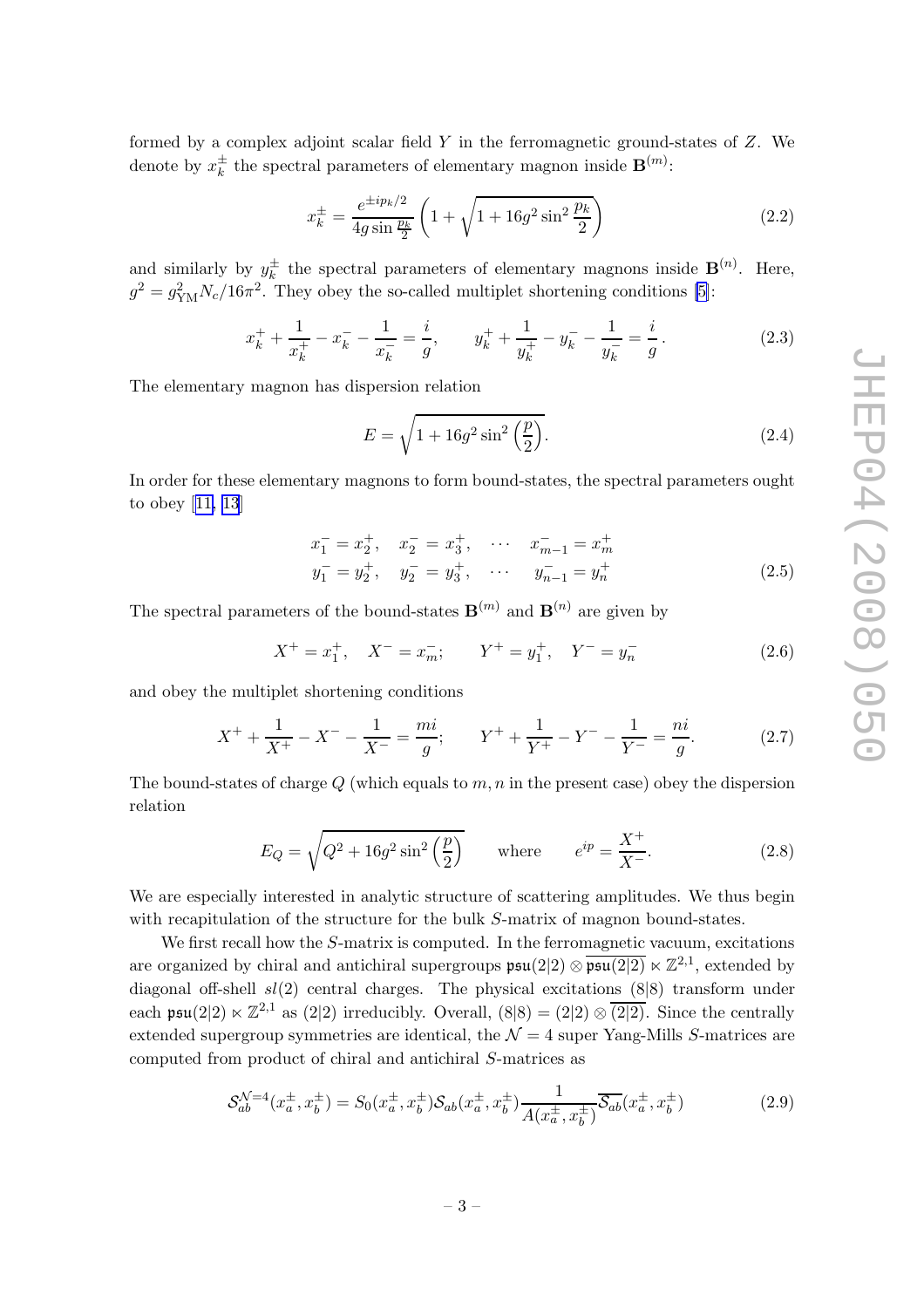formed by a complex adjoint scalar field $Y$ in the ferromagnetic ground-states of $Z$. We denote by $x_k^\pm$ the spectral parameters of elementary magnon inside $\mathbf{B}^{(m)}$:

$$x_k^\pm = \frac{e^{\pm i p_k/2}}{4g \sin\frac{p_k}{2}}\left(1+\sqrt{1+16g^2\sin^2\frac{p_k}{2}}\right) \tag{2.2}$$

and similarly by $y_k^\pm$ the spectral parameters of elementary magnons inside $\mathbf{B}^{(n)}$. Here, $g^2 = g_{\rm YM}^2 N_c/16\pi^2$. They obey the so-called multiplet shortening conditions [5]:

$$x_k^+ + \frac{1}{x_k^+} - x_k^- - \frac{1}{x_k^-} = \frac{i}{g}, \qquad y_k^+ + \frac{1}{y_k^+} - y_k^- - \frac{1}{y_k^-} = \frac{i}{g}. \tag{2.3}$$

The elementary magnon has dispersion relation

$$E = \sqrt{1+16g^2\sin^2\left(\frac{p}{2}\right)}. \tag{2.4}$$

In order for these elementary magnons to form bound-states, the spectral parameters ought to obey [11, 13]

$$\begin{aligned} &x_1^- = x_2^+, \quad x_2^- = x_3^+, \quad \cdots \quad x_{m-1}^- = x_m^+ \\ &y_1^- = y_2^+, \quad y_2^- = y_3^+, \quad \cdots \quad y_{n-1}^- = y_n^+ \end{aligned} \tag{2.5}$$

The spectral parameters of the bound-states $\mathbf{B}^{(m)}$ and $\mathbf{B}^{(n)}$ are given by

$$X^+ = x_1^+, \quad X^- = x_m^-; \qquad Y^+ = y_1^+, \quad Y^- = y_n^- \tag{2.6}$$

and obey the multiplet shortening conditions

$$X^+ + \frac{1}{X^+} - X^- - \frac{1}{X^-} = \frac{mi}{g}; \qquad Y^+ + \frac{1}{Y^+} - Y^- - \frac{1}{Y^-} = \frac{ni}{g}. \tag{2.7}$$

The bound-states of charge $Q$ (which equals to $m, n$ in the present case) obey the dispersion relation

$$E_Q = \sqrt{Q^2+16g^2\sin^2\left(\frac{p}{2}\right)} \qquad \text{where} \qquad e^{ip} = \frac{X^+}{X^-}. \tag{2.8}$$

We are especially interested in analytic structure of scattering amplitudes. We thus begin with recapitulation of the structure for the bulk $S$-matrix of magnon bound-states.

We first recall how the $S$-matrix is computed. In the ferromagnetic vacuum, excitations are organized by chiral and antichiral supergroups $\mathfrak{psu}(2|2) \otimes \overline{\mathfrak{psu}(2|2)} \ltimes \mathbb{Z}^{2,1}$, extended by diagonal off-shell $sl(2)$ central charges. The physical excitations $(8|8)$ transform under each $\mathfrak{psu}(2|2) \ltimes \mathbb{Z}^{2,1}$ as $(2|2)$ irreducibly. Overall, $(8|8) = (2|2) \otimes \overline{(2|2)}$. Since the centrally extended supergroup symmetries are identical, the $\mathcal{N}=4$ super Yang-Mills $S$-matrices are computed from product of chiral and antichiral $S$-matrices as

$$\mathcal{S}_{ab}^{\mathcal{N}=4}(x_a^\pm, x_b^\pm) = S_0(x_a^\pm, x_b^\pm)\mathcal{S}_{ab}(x_a^\pm, x_b^\pm)\frac{1}{A(x_a^\pm, x_b^\pm)}\overline{\mathcal{S}_{ab}}(x_a^\pm, x_b^\pm) \tag{2.9}$$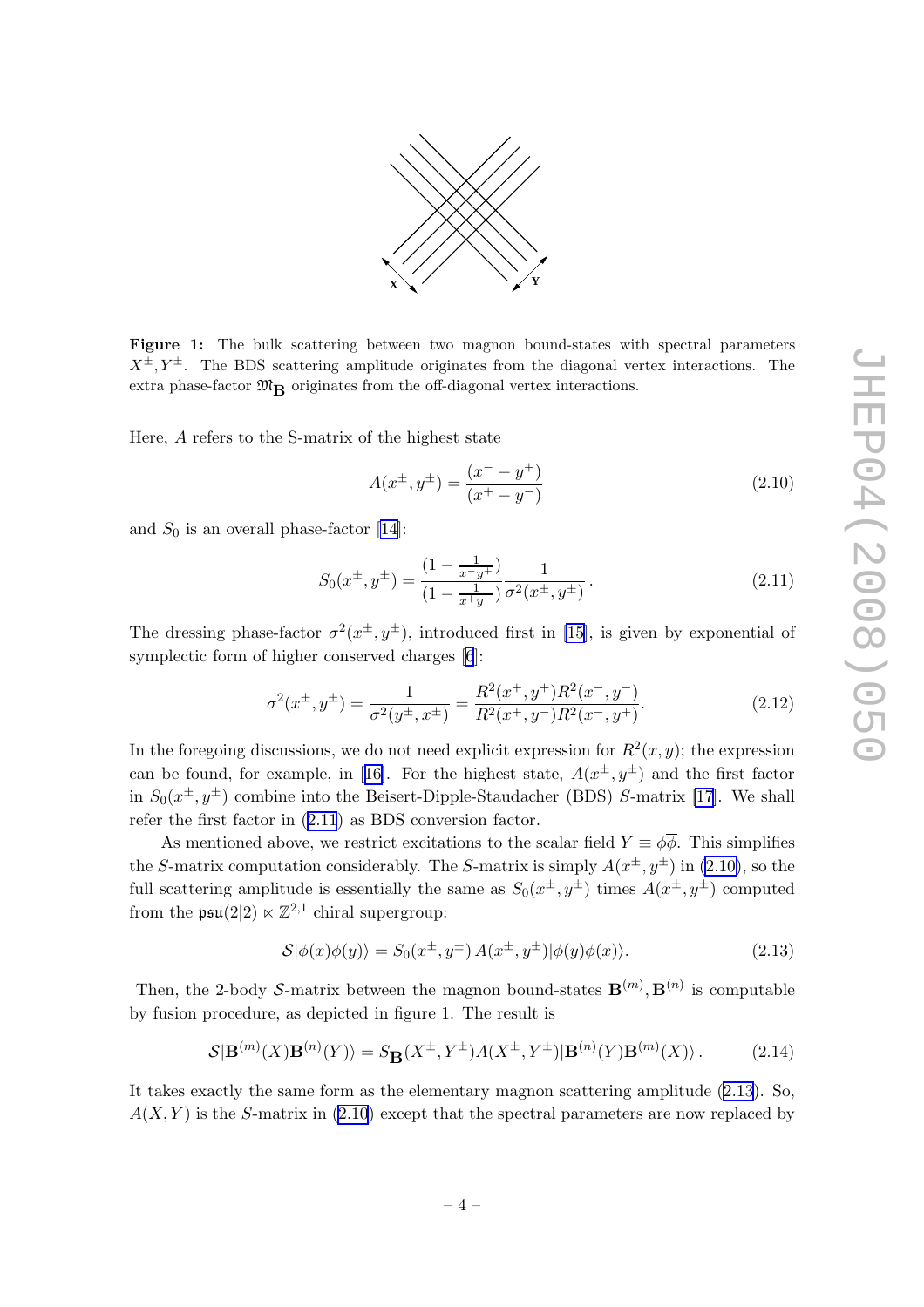**Figure 1:** The bulk scattering between two magnon bound-states with spectral parameters $X^{\pm}, Y^{\pm}$. The BDS scattering amplitude originates from the diagonal vertex interactions. The extra phase-factor $\mathfrak{M}_{\mathbf{B}}$ originates from the off-diagonal vertex interactions.

Here, $A$ refers to the S-matrix of the highest state

$$A(x^{\pm}, y^{\pm}) = \frac{(x^- - y^+)}{(x^+ - y^-)} \tag{2.10}$$

and $S_0$ is an overall phase-factor [14]:

$$S_0(x^{\pm}, y^{\pm}) = \frac{(1 - \frac{1}{x^- y^+})}{(1 - \frac{1}{x^+ y^-})} \frac{1}{\sigma^2(x^{\pm}, y^{\pm})} \,. \tag{2.11}$$

The dressing phase-factor $\sigma^2(x^{\pm}, y^{\pm})$, introduced first in [15], is given by exponential of symplectic form of higher conserved charges [6]:

$$\sigma^2(x^{\pm}, y^{\pm}) = \frac{1}{\sigma^2(y^{\pm}, x^{\pm})} = \frac{R^2(x^+, y^+) R^2(x^-, y^-)}{R^2(x^+, y^-) R^2(x^-, y^+)}. \tag{2.12}$$

In the foregoing discussions, we do not need explicit expression for $R^2(x, y)$; the expression can be found, for example, in [16]. For the highest state, $A(x^{\pm}, y^{\pm})$ and the first factor in $S_0(x^{\pm}, y^{\pm})$ combine into the Beisert-Dipple-Staudacher (BDS) $S$-matrix [17]. We shall refer the first factor in (2.11) as BDS conversion factor.

As mentioned above, we restrict excitations to the scalar field $Y \equiv \phi \overline{\phi}$. This simplifies the $S$-matrix computation considerably. The $S$-matrix is simply $A(x^{\pm}, y^{\pm})$ in (2.10), so the full scattering amplitude is essentially the same as $S_0(x^{\pm}, y^{\pm})$ times $A(x^{\pm}, y^{\pm})$ computed from the $\mathfrak{psu}(2|2) \ltimes \mathbb{Z}^{2,1}$ chiral supergroup:

$$\mathcal{S} |\phi(x) \phi(y)\rangle = S_0(x^{\pm}, y^{\pm}) \, A(x^{\pm}, y^{\pm}) |\phi(y) \phi(x)\rangle. \tag{2.13}$$

Then, the 2-body $\mathcal{S}$-matrix between the magnon bound-states $\mathbf{B}^{(m)}, \mathbf{B}^{(n)}$ is computable by fusion procedure, as depicted in figure 1. The result is

$$\mathcal{S} |\mathbf{B}^{(m)}(X) \mathbf{B}^{(n)}(Y)\rangle = S_{\mathbf{B}}(X^{\pm}, Y^{\pm}) A(X^{\pm}, Y^{\pm}) |\mathbf{B}^{(n)}(Y) \mathbf{B}^{(m)}(X)\rangle \,. \tag{2.14}$$

It takes exactly the same form as the elementary magnon scattering amplitude (2.13). So, $A(X, Y)$ is the $S$-matrix in (2.10) except that the spectral parameters are now replaced by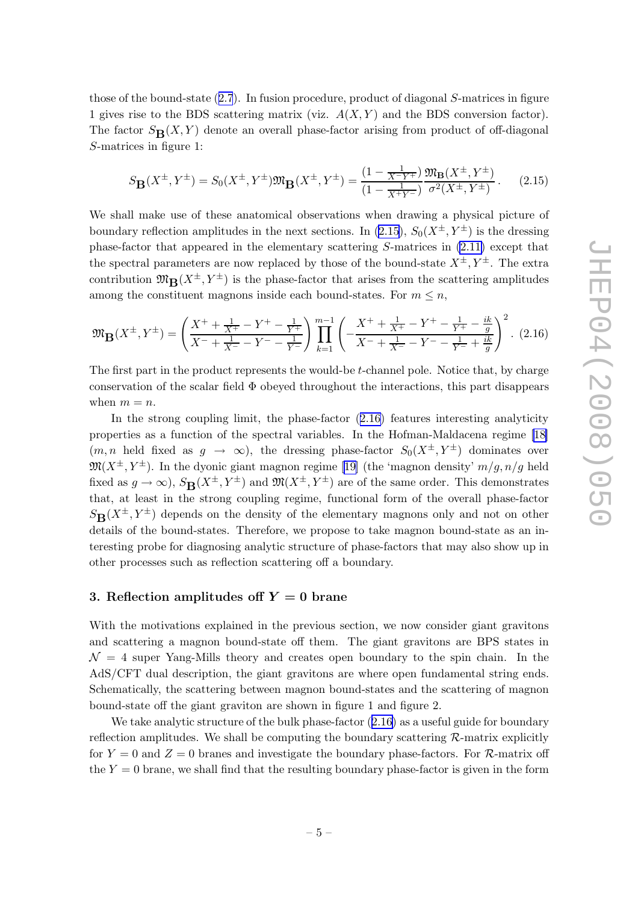those of the bound-state (2.7). In fusion procedure, product of diagonal $S$-matrices in figure 1 gives rise to the BDS scattering matrix (viz. $A(X,Y)$ and the BDS conversion factor). The factor $S_{\mathbf{B}}(X,Y)$ denote an overall phase-factor arising from product of off-diagonal $S$-matrices in figure 1:

$$S_{\mathbf{B}}(X^\pm,Y^\pm) = S_0(X^\pm,Y^\pm)\mathfrak{M}_{\mathbf{B}}(X^\pm,Y^\pm) = \frac{(1-\frac{1}{X^-Y^+})}{(1-\frac{1}{X^+Y^-})}\frac{\mathfrak{M}_{\mathbf{B}}(X^\pm,Y^\pm)}{\sigma^2(X^\pm,Y^\pm)}\,. \tag{2.15}$$

We shall make use of these anatomical observations when drawing a physical picture of boundary reflection amplitudes in the next sections. In (2.15), $S_0(X^\pm,Y^\pm)$ is the dressing phase-factor that appeared in the elementary scattering $S$-matrices in (2.11) except that the spectral parameters are now replaced by those of the bound-state $X^\pm,Y^\pm$. The extra contribution $\mathfrak{M}_{\mathbf{B}}(X^\pm,Y^\pm)$ is the phase-factor that arises from the scattering amplitudes among the constituent magnons inside each bound-states. For $m \le n$,

$$\mathfrak{M}_{\mathbf{B}}(X^\pm,Y^\pm) = \left(\frac{X^+ + \frac{1}{X^+} - Y^+ - \frac{1}{Y^+}}{X^- + \frac{1}{X^-} - Y^- - \frac{1}{Y^-}}\right)\prod_{k=1}^{m-1}\left(-\frac{X^+ + \frac{1}{X^+} - Y^+ - \frac{1}{Y^+} - \frac{ik}{g}}{X^- + \frac{1}{X^-} - Y^- - \frac{1}{Y^-} + \frac{ik}{g}}\right)^2. \tag{2.16}$$

The first part in the product represents the would-be $t$-channel pole. Notice that, by charge conservation of the scalar field $\Phi$ obeyed throughout the interactions, this part disappears when $m = n$.

In the strong coupling limit, the phase-factor (2.16) features interesting analyticity properties as a function of the spectral variables. In the Hofman-Maldacena regime [18] ($m,n$ held fixed as $g \to \infty$), the dressing phase-factor $S_0(X^\pm,Y^\pm)$ dominates over $\mathfrak{M}(X^\pm,Y^\pm)$. In the dyonic giant magnon regime [19] (the 'magnon density' $m/g, n/g$ held fixed as $g \to \infty$), $S_{\mathbf{B}}(X^\pm,Y^\pm)$ and $\mathfrak{M}(X^\pm,Y^\pm)$ are of the same order. This demonstrates that, at least in the strong coupling regime, functional form of the overall phase-factor $S_{\mathbf{B}}(X^\pm,Y^\pm)$ depends on the density of the elementary magnons only and not on other details of the bound-states. Therefore, we propose to take magnon bound-state as an interesting probe for diagnosing analytic structure of phase-factors that may also show up in other processes such as reflection scattering off a boundary.

## 3. Reflection amplitudes off $Y = 0$ brane

With the motivations explained in the previous section, we now consider giant gravitons and scattering a magnon bound-state off them. The giant gravitons are BPS states in $\mathcal{N} = 4$ super Yang-Mills theory and creates open boundary to the spin chain. In the AdS/CFT dual description, the giant gravitons are where open fundamental string ends. Schematically, the scattering between magnon bound-states and the scattering of magnon bound-state off the giant graviton are shown in figure 1 and figure 2.

We take analytic structure of the bulk phase-factor (2.16) as a useful guide for boundary reflection amplitudes. We shall be computing the boundary scattering $\mathcal{R}$-matrix explicitly for $Y = 0$ and $Z = 0$ branes and investigate the boundary phase-factors. For $\mathcal{R}$-matrix off the $Y = 0$ brane, we shall find that the resulting boundary phase-factor is given in the form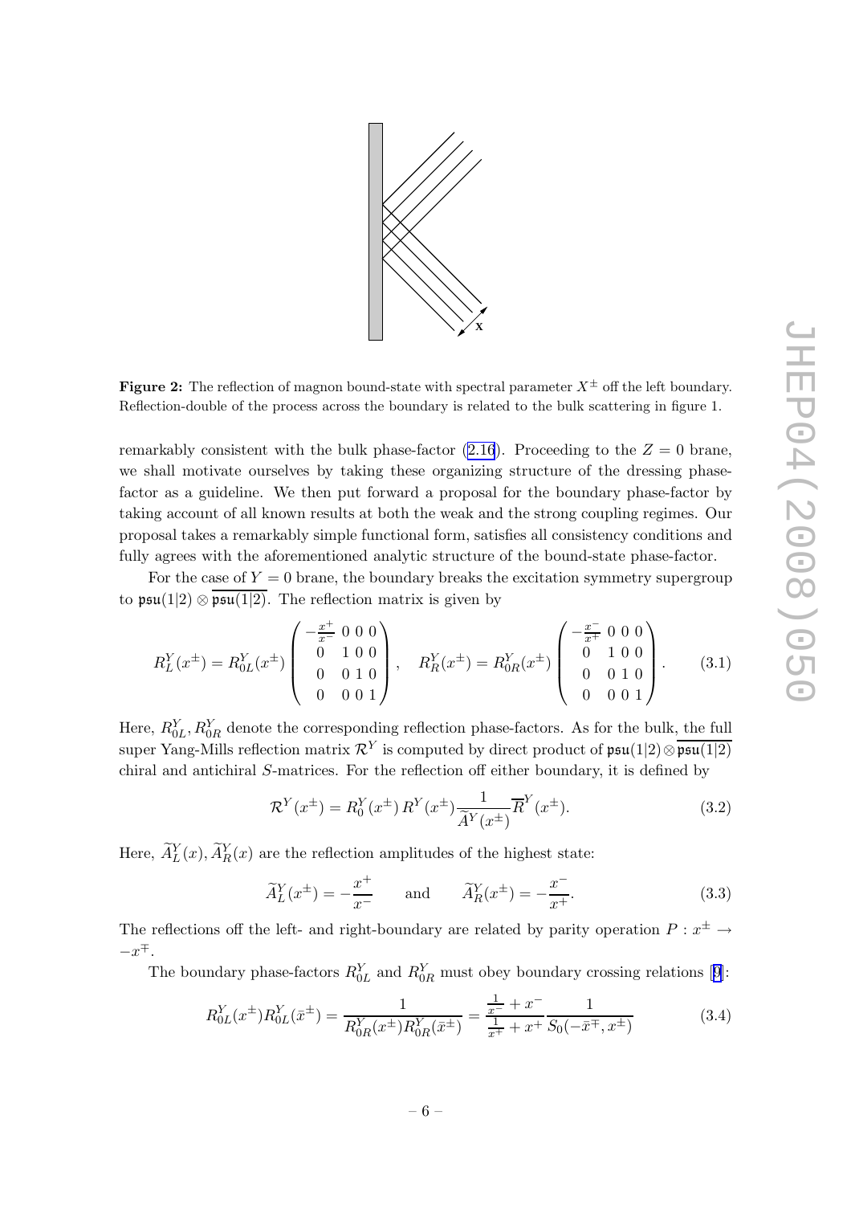**Figure 2:** The reflection of magnon bound-state with spectral parameter $X^\pm$ off the left boundary. Reflection-double of the process across the boundary is related to the bulk scattering in figure 1.

remarkably consistent with the bulk phase-factor (2.16). Proceeding to the $Z = 0$ brane, we shall motivate ourselves by taking these organizing structure of the dressing phase-factor as a guideline. We then put forward a proposal for the boundary phase-factor by taking account of all known results at both the weak and the strong coupling regimes. Our proposal takes a remarkably simple functional form, satisfies all consistency conditions and fully agrees with the aforementioned analytic structure of the bound-state phase-factor.

For the case of $Y = 0$ brane, the boundary breaks the excitation symmetry supergroup to $\mathfrak{psu}(1|2) \otimes \overline{\mathfrak{psu}(1|2)}$. The reflection matrix is given by

$$R^Y_L(x^\pm) = R^Y_{0L}(x^\pm) \begin{pmatrix} -\frac{x^+}{x^-} & 0 & 0 & 0 \\ 0 & 1 & 0 & 0 \\ 0 & 0 & 1 & 0 \\ 0 & 0 & 0 & 1 \end{pmatrix}, \quad R^Y_R(x^\pm) = R^Y_{0R}(x^\pm) \begin{pmatrix} -\frac{x^-}{x^+} & 0 & 0 & 0 \\ 0 & 1 & 0 & 0 \\ 0 & 0 & 1 & 0 \\ 0 & 0 & 0 & 1 \end{pmatrix}. \tag{3.1}$$

Here, $R^Y_{0L}, R^Y_{0R}$ denote the corresponding reflection phase-factors. As for the bulk, the full super Yang-Mills reflection matrix $\mathcal{R}^Y$ is computed by direct product of $\mathfrak{psu}(1|2) \otimes \overline{\mathfrak{psu}(1|2)}$ chiral and antichiral $S$-matrices. For the reflection off either boundary, it is defined by

$$\mathcal{R}^Y(x^\pm) = R^Y_0(x^\pm)\, R^Y(x^\pm) \frac{1}{\widetilde{A}^Y(x^\pm)} \overline{R}^Y(x^\pm). \tag{3.2}$$

Here, $\widetilde{A}^Y_L(x), \widetilde{A}^Y_R(x)$ are the reflection amplitudes of the highest state:

$$\widetilde{A}^Y_L(x^\pm) = -\frac{x^+}{x^-} \qquad \text{and} \qquad \widetilde{A}^Y_R(x^\pm) = -\frac{x^-}{x^+}. \tag{3.3}$$

The reflections off the left- and right-boundary are related by parity operation $P : x^\pm \to -x^\mp$.

The boundary phase-factors $R^Y_{0L}$ and $R^Y_{0R}$ must obey boundary crossing relations [9]:

$$R^Y_{0L}(x^\pm) R^Y_{0L}(\bar{x}^\pm) = \frac{1}{R^Y_{0R}(x^\pm) R^Y_{0R}(\bar{x}^\pm)} = \frac{\frac{1}{x^-} + x^-}{\frac{1}{x^+} + x^+} \frac{1}{S_0(-\bar{x}^\mp, x^\pm)} \tag{3.4}$$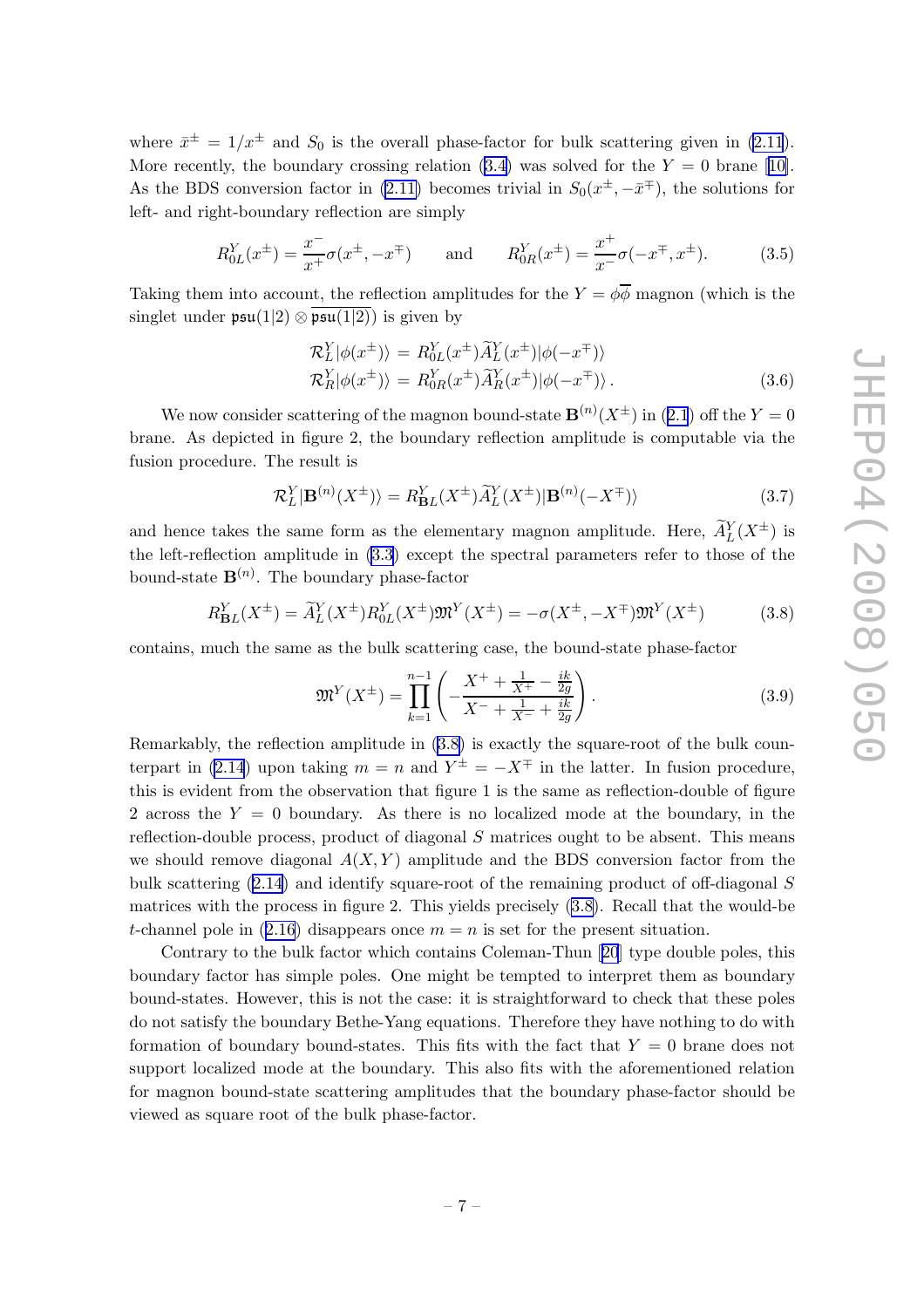where $\bar{x}^\pm = 1/x^\pm$ and $S_0$ is the overall phase-factor for bulk scattering given in (2.11). More recently, the boundary crossing relation (3.4) was solved for the $Y = 0$ brane [10]. As the BDS conversion factor in (2.11) becomes trivial in $S_0(x^\pm, -\bar{x}^\mp)$, the solutions for left- and right-boundary reflection are simply

$$R^Y_{0L}(x^\pm) = \frac{x^-}{x^+}\sigma(x^\pm, -x^\mp) \qquad \text{and} \qquad R^Y_{0R}(x^\pm) = \frac{x^+}{x^-}\sigma(-x^\mp, x^\pm). \tag{3.5}$$

Taking them into account, the reflection amplitudes for the $Y = \phi\overline{\phi}$ magnon (which is the singlet under $\mathfrak{psu}(1|2) \otimes \overline{\mathfrak{psu}(1|2)}$) is given by

$$\begin{aligned}
\mathcal{R}^Y_L|\phi(x^\pm)\rangle &= R^Y_{0L}(x^\pm)\widetilde{A}^Y_L(x^\pm)|\phi(-x^\mp)\rangle \\
\mathcal{R}^Y_R|\phi(x^\pm)\rangle &= R^Y_{0R}(x^\pm)\widetilde{A}^Y_R(x^\pm)|\phi(-x^\mp)\rangle\,.
\end{aligned} \tag{3.6}$$

We now consider scattering of the magnon bound-state $\mathbf{B}^{(n)}(X^\pm)$ in (2.1) off the $Y = 0$ brane. As depicted in figure 2, the boundary reflection amplitude is computable via the fusion procedure. The result is

$$\mathcal{R}^Y_L|\mathbf{B}^{(n)}(X^\pm)\rangle = R^Y_{\mathbf{B}L}(X^\pm)\widetilde{A}^Y_L(X^\pm)|\mathbf{B}^{(n)}(-X^\mp)\rangle \tag{3.7}$$

and hence takes the same form as the elementary magnon amplitude. Here, $\widetilde{A}^Y_L(X^\pm)$ is the left-reflection amplitude in (3.3) except the spectral parameters refer to those of the bound-state $\mathbf{B}^{(n)}$. The boundary phase-factor

$$R^Y_{\mathbf{B}L}(X^\pm) = \widetilde{A}^Y_L(X^\pm)R^Y_{0L}(X^\pm)\mathfrak{M}^Y(X^\pm) = -\sigma(X^\pm, -X^\mp)\mathfrak{M}^Y(X^\pm) \tag{3.8}$$

contains, much the same as the bulk scattering case, the bound-state phase-factor

$$\mathfrak{M}^Y(X^\pm) = \prod_{k=1}^{n-1}\left(-\frac{X^+ + \frac{1}{X^+} - \frac{ik}{2g}}{X^- + \frac{1}{X^-} + \frac{ik}{2g}}\right). \tag{3.9}$$

Remarkably, the reflection amplitude in (3.8) is exactly the square-root of the bulk counterpart in (2.14) upon taking $m = n$ and $Y^\pm = -X^\mp$ in the latter. In fusion procedure, this is evident from the observation that figure 1 is the same as reflection-double of figure 2 across the $Y = 0$ boundary. As there is no localized mode at the boundary, in the reflection-double process, product of diagonal $S$ matrices ought to be absent. This means we should remove diagonal $A(X, Y)$ amplitude and the BDS conversion factor from the bulk scattering (2.14) and identify square-root of the remaining product of off-diagonal $S$ matrices with the process in figure 2. This yields precisely (3.8). Recall that the would-be $t$-channel pole in (2.16) disappears once $m = n$ is set for the present situation.

Contrary to the bulk factor which contains Coleman-Thun [20] type double poles, this boundary factor has simple poles. One might be tempted to interpret them as boundary bound-states. However, this is not the case: it is straightforward to check that these poles do not satisfy the boundary Bethe-Yang equations. Therefore they have nothing to do with formation of boundary bound-states. This fits with the fact that $Y = 0$ brane does not support localized mode at the boundary. This also fits with the aforementioned relation for magnon bound-state scattering amplitudes that the boundary phase-factor should be viewed as square root of the bulk phase-factor.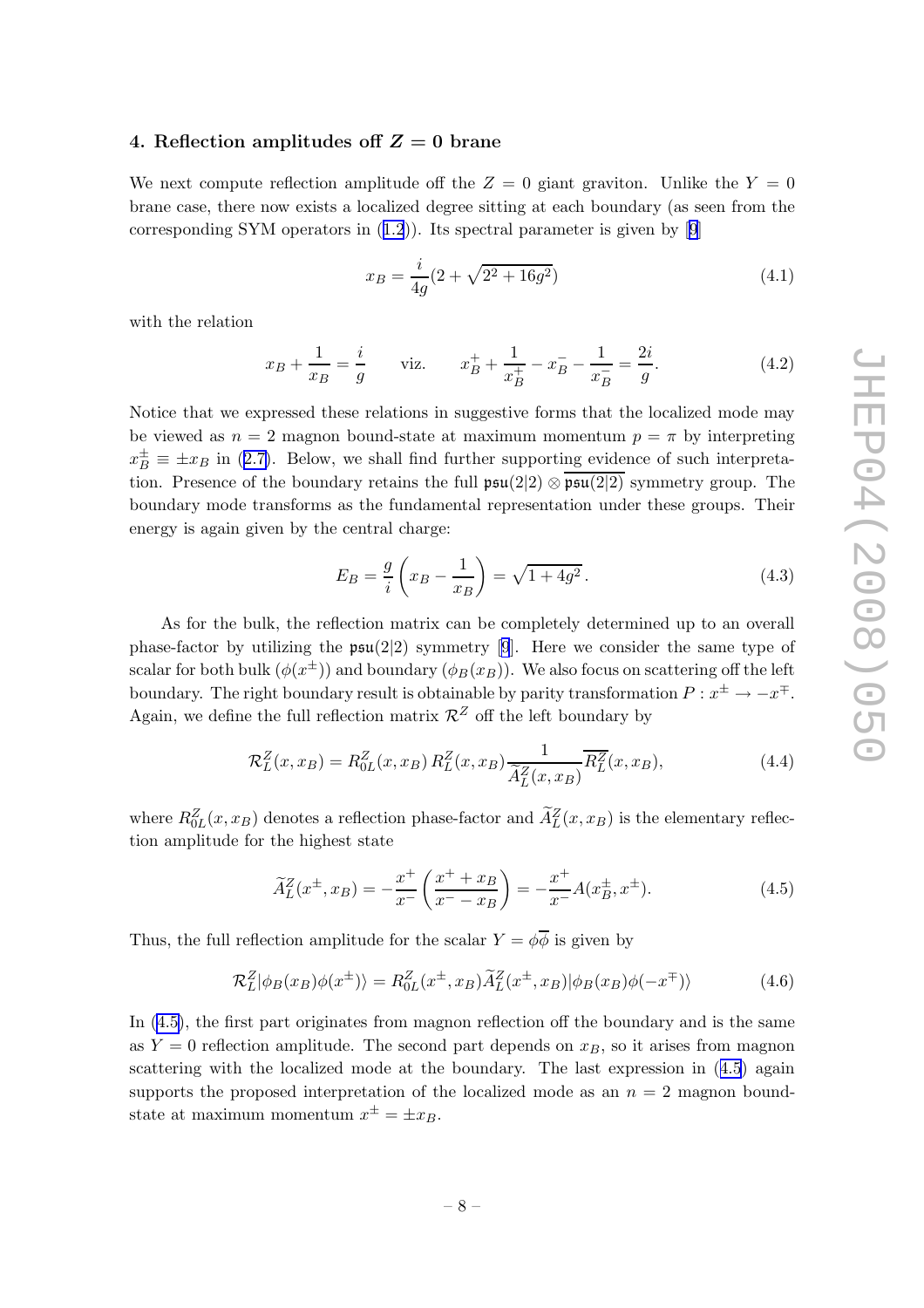## 4. Reflection amplitudes off $Z = 0$ brane

We next compute reflection amplitude off the $Z = 0$ giant graviton. Unlike the $Y = 0$ brane case, there now exists a localized degree sitting at each boundary (as seen from the corresponding SYM operators in (1.2)). Its spectral parameter is given by [9]

$$x_B = \frac{i}{4g}(2 + \sqrt{2^2 + 16g^2}) \tag{4.1}$$

with the relation

$$x_B + \frac{1}{x_B} = \frac{i}{g} \qquad \text{viz.} \qquad x_B^+ + \frac{1}{x_B^+} - x_B^- - \frac{1}{x_B^-} = \frac{2i}{g}. \tag{4.2}$$

Notice that we expressed these relations in suggestive forms that the localized mode may be viewed as $n = 2$ magnon bound-state at maximum momentum $p = \pi$ by interpreting $x_B^\pm \equiv \pm x_B$ in (2.7). Below, we shall find further supporting evidence of such interpretation. Presence of the boundary retains the full $\mathfrak{psu}(2|2) \otimes \overline{\mathfrak{psu}(2|2)}$ symmetry group. The boundary mode transforms as the fundamental representation under these groups. Their energy is again given by the central charge:

$$E_B = \frac{g}{i}\left(x_B - \frac{1}{x_B}\right) = \sqrt{1 + 4g^2}\,. \tag{4.3}$$

As for the bulk, the reflection matrix can be completely determined up to an overall phase-factor by utilizing the $\mathfrak{psu}(2|2)$ symmetry [9]. Here we consider the same type of scalar for both bulk ($\phi(x^\pm)$) and boundary ($\phi_B(x_B)$). We also focus on scattering off the left boundary. The right boundary result is obtainable by parity transformation $P : x^\pm \to -x^\mp$. Again, we define the full reflection matrix $\mathcal{R}^Z$ off the left boundary by

$$\mathcal{R}^Z_L(x, x_B) = R^Z_{0L}(x, x_B)\, R^Z_L(x, x_B) \frac{1}{\widetilde{A}^Z_L(x, x_B)} \overline{R^Z_L}(x, x_B), \tag{4.4}$$

where $R^Z_{0L}(x, x_B)$ denotes a reflection phase-factor and $\widetilde{A}^Z_L(x, x_B)$ is the elementary reflection amplitude for the highest state

$$\widetilde{A}^Z_L(x^\pm, x_B) = -\frac{x^+}{x^-}\left(\frac{x^+ + x_B}{x^- - x_B}\right) = -\frac{x^+}{x^-} A(x_B^\pm, x^\pm). \tag{4.5}$$

Thus, the full reflection amplitude for the scalar $Y = \phi\overline{\phi}$ is given by

$$\mathcal{R}^Z_L |\phi_B(x_B)\phi(x^\pm)\rangle = R^Z_{0L}(x^\pm, x_B)\widetilde{A}^Z_L(x^\pm, x_B)|\phi_B(x_B)\phi(-x^\mp)\rangle \tag{4.6}$$

In (4.5), the first part originates from magnon reflection off the boundary and is the same as $Y = 0$ reflection amplitude. The second part depends on $x_B$, so it arises from magnon scattering with the localized mode at the boundary. The last expression in (4.5) again supports the proposed interpretation of the localized mode as an $n = 2$ magnon bound-state at maximum momentum $x^\pm = \pm x_B$.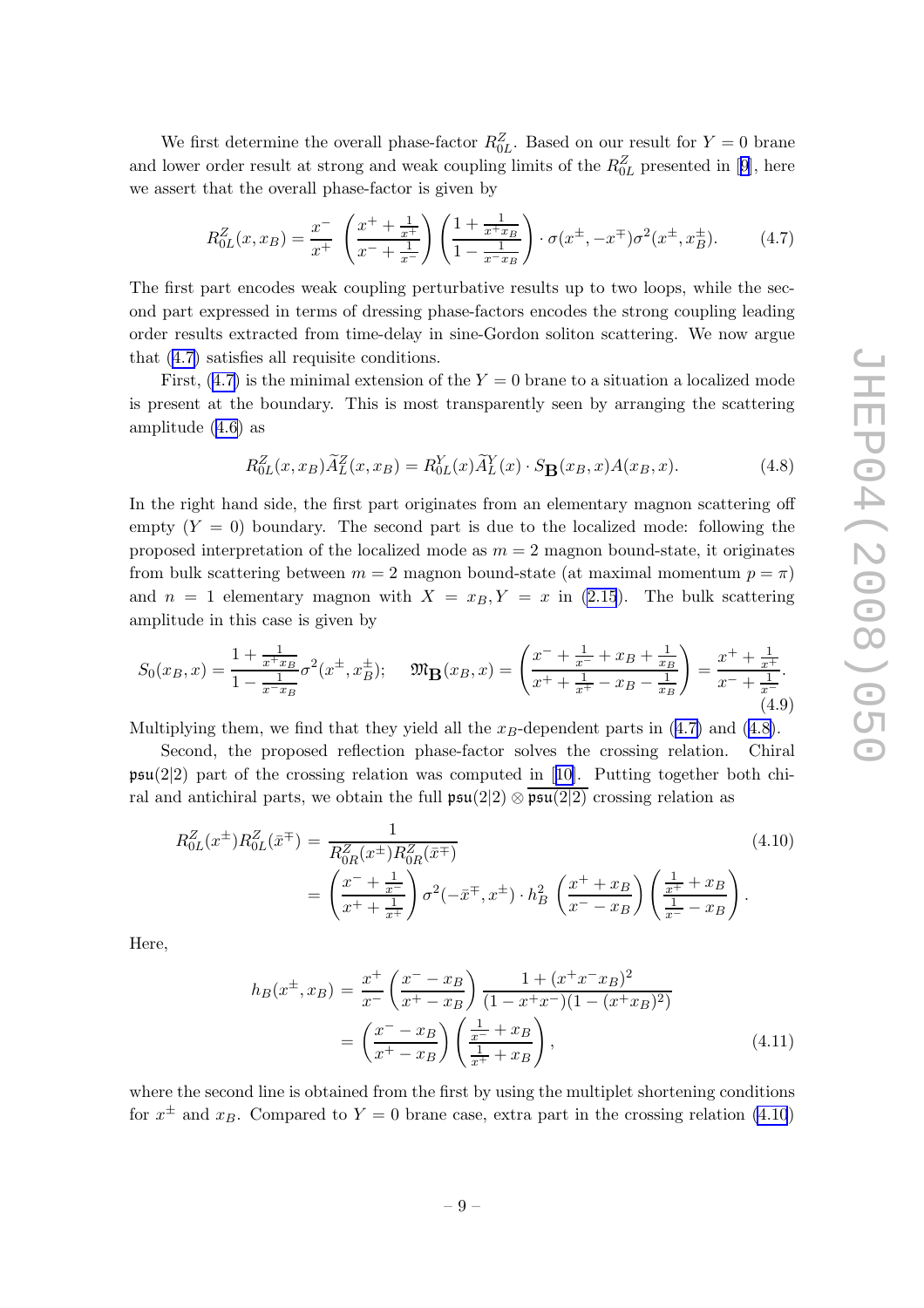We first determine the overall phase-factor $R^Z_{0L}$. Based on our result for $Y=0$ brane and lower order result at strong and weak coupling limits of the $R^Z_{0L}$ presented in [9], here we assert that the overall phase-factor is given by

$$R^Z_{0L}(x, x_B) = \frac{x^-}{x^+}\,\left(\frac{x^+ + \frac{1}{x^+}}{x^- + \frac{1}{x^-}}\right)\left(\frac{1+\frac{1}{x^+ x_B}}{1-\frac{1}{x^- x_B}}\right)\cdot \sigma(x^\pm, -x^\mp)\sigma^2(x^\pm, x^\pm_B). \tag{4.7}$$

The first part encodes weak coupling perturbative results up to two loops, while the second part expressed in terms of dressing phase-factors encodes the strong coupling leading order results extracted from time-delay in sine-Gordon soliton scattering. We now argue that (4.7) satisfies all requisite conditions.

First, (4.7) is the minimal extension of the $Y=0$ brane to a situation a localized mode is present at the boundary. This is most transparently seen by arranging the scattering amplitude (4.6) as

$$R^Z_{0L}(x, x_B)\widetilde{A}^Z_L(x, x_B) = R^Y_{0L}(x)\widetilde{A}^Y_L(x)\cdot S_{\mathbf{B}}(x_B, x)A(x_B, x). \tag{4.8}$$

In the right hand side, the first part originates from an elementary magnon scattering off empty ($Y=0$) boundary. The second part is due to the localized mode: following the proposed interpretation of the localized mode as $m=2$ magnon bound-state, it originates from bulk scattering between $m=2$ magnon bound-state (at maximal momentum $p=\pi$) and $n=1$ elementary magnon with $X=x_B, Y=x$ in (2.15). The bulk scattering amplitude in this case is given by

$$S_0(x_B, x) = \frac{1+\frac{1}{x^+ x_B}}{1-\frac{1}{x^- x_B}}\sigma^2(x^\pm, x^\pm_B);\qquad \mathfrak{M}_{\mathbf{B}}(x_B, x) = \left(\frac{x^- + \frac{1}{x^-} + x_B + \frac{1}{x_B}}{x^+ + \frac{1}{x^+} - x_B - \frac{1}{x_B}}\right) = \frac{x^+ + \frac{1}{x^+}}{x^- + \frac{1}{x^-}}. \tag{4.9}$$

Multiplying them, we find that they yield all the $x_B$-dependent parts in (4.7) and (4.8).

Second, the proposed reflection phase-factor solves the crossing relation. Chiral $\mathfrak{psu}(2|2)$ part of the crossing relation was computed in [10]. Putting together both chiral and antichiral parts, we obtain the full $\mathfrak{psu}(2|2)\otimes\overline{\mathfrak{psu}(2|2)}$ crossing relation as

$$\begin{aligned}
R^Z_{0L}(x^\pm)R^Z_{0L}(\bar{x}^\mp) &= \frac{1}{R^Z_{0R}(x^\pm)R^Z_{0R}(\bar{x}^\mp)} \\
&= \left(\frac{x^- + \frac{1}{x^-}}{x^+ + \frac{1}{x^+}}\right)\sigma^2(-\bar{x}^\mp, x^\pm)\cdot h^2_B\,\left(\frac{x^+ + x_B}{x^- - x_B}\right)\left(\frac{\frac{1}{x^+} + x_B}{\frac{1}{x^-} - x_B}\right).
\end{aligned} \tag{4.10}$$

Here,

$$\begin{aligned}
h_B(x^\pm, x_B) &= \frac{x^+}{x^-}\left(\frac{x^- - x_B}{x^+ - x_B}\right)\frac{1+(x^+x^-x_B)^2}{(1-x^+x^-)(1-(x^+x_B)^2)} \\
&= \left(\frac{x^- - x_B}{x^+ - x_B}\right)\left(\frac{\frac{1}{x^-} + x_B}{\frac{1}{x^+} + x_B}\right),
\end{aligned} \tag{4.11}$$

where the second line is obtained from the first by using the multiplet shortening conditions for $x^\pm$ and $x_B$. Compared to $Y=0$ brane case, extra part in the crossing relation (4.10)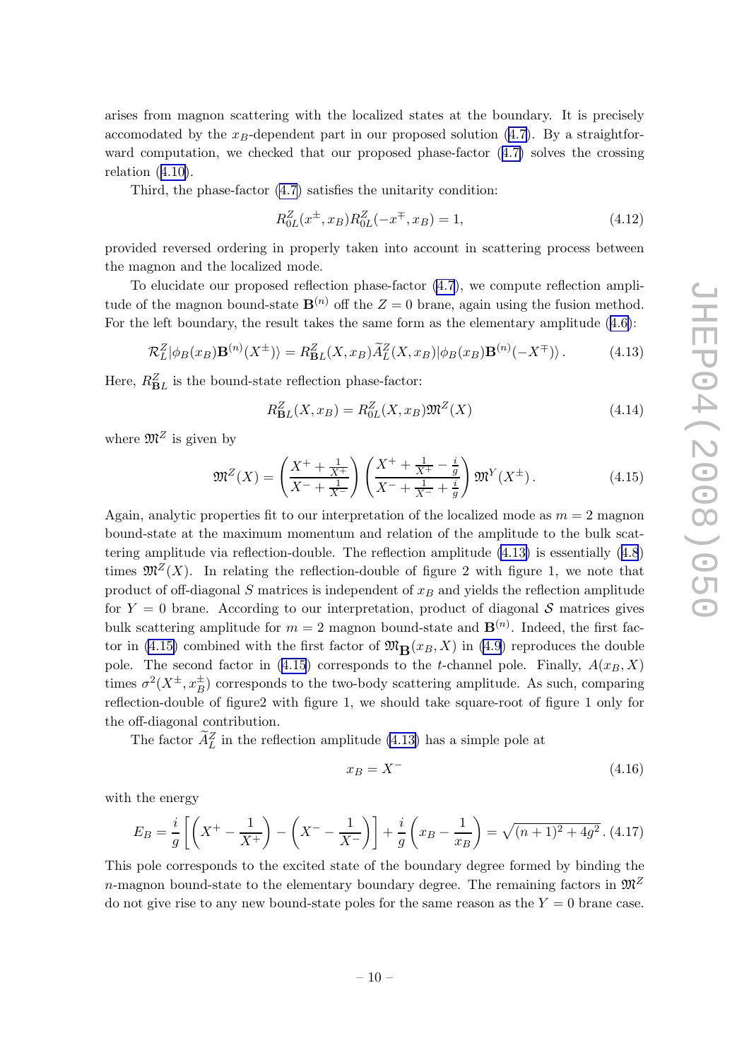arises from magnon scattering with the localized states at the boundary. It is precisely accomodated by the $x_B$-dependent part in our proposed solution (4.7). By a straightforward computation, we checked that our proposed phase-factor (4.7) solves the crossing relation (4.10).

Third, the phase-factor (4.7) satisfies the unitarity condition:

$$R^Z_{0L}(x^\pm, x_B) R^Z_{0L}(-x^\mp, x_B) = 1, \tag{4.12}$$

provided reversed ordering in properly taken into account in scattering process between the magnon and the localized mode.

To elucidate our proposed reflection phase-factor (4.7), we compute reflection amplitude of the magnon bound-state $\mathbf{B}^{(n)}$ off the $Z = 0$ brane, again using the fusion method. For the left boundary, the result takes the same form as the elementary amplitude (4.6):

$$\mathcal{R}^Z_L |\phi_B(x_B)\mathbf{B}^{(n)}(X^\pm)\rangle = R^Z_{\mathbf{B}L}(X, x_B) \widetilde{A}^Z_L(X, x_B) |\phi_B(x_B)\mathbf{B}^{(n)}(-X^\mp)\rangle \,. \tag{4.13}$$

Here, $R^Z_{\mathbf{B}L}$ is the bound-state reflection phase-factor:

$$R^Z_{\mathbf{B}L}(X, x_B) = R^Z_{0L}(X, x_B)\mathfrak{M}^Z(X) \tag{4.14}$$

where $\mathfrak{M}^Z$ is given by

$$\mathfrak{M}^Z(X) = \left(\frac{X^+ + \frac{1}{X^+}}{X^- + \frac{1}{X^-}}\right)\left(\frac{X^+ + \frac{1}{X^+} - \frac{i}{g}}{X^- + \frac{1}{X^-} + \frac{i}{g}}\right)\mathfrak{M}^Y(X^\pm)\,. \tag{4.15}$$

Again, analytic properties fit to our interpretation of the localized mode as $m = 2$ magnon bound-state at the maximum momentum and relation of the amplitude to the bulk scattering amplitude via reflection-double. The reflection amplitude (4.13) is essentially (4.8) times $\mathfrak{M}^Z(X)$. In relating the reflection-double of figure 2 with figure 1, we note that product of off-diagonal $S$ matrices is independent of $x_B$ and yields the reflection amplitude for $Y = 0$ brane. According to our interpretation, product of diagonal $\mathcal{S}$ matrices gives bulk scattering amplitude for $m = 2$ magnon bound-state and $\mathbf{B}^{(n)}$. Indeed, the first factor in (4.15) combined with the first factor of $\mathfrak{M}_{\mathbf{B}}(x_B, X)$ in (4.9) reproduces the double pole. The second factor in (4.15) corresponds to the $t$-channel pole. Finally, $A(x_B, X)$ times $\sigma^2(X^\pm, x^\pm_B)$ corresponds to the two-body scattering amplitude. As such, comparing reflection-double of figure2 with figure 1, we should take square-root of figure 1 only for the off-diagonal contribution.

The factor $\widetilde{A}^Z_L$ in the reflection amplitude (4.13) has a simple pole at

$$x_B = X^- \tag{4.16}$$

with the energy

$$E_B = \frac{i}{g}\left[\left(X^+ - \frac{1}{X^+}\right) - \left(X^- - \frac{1}{X^-}\right)\right] + \frac{i}{g}\left(x_B - \frac{1}{x_B}\right) = \sqrt{(n+1)^2 + 4g^2}\,. \tag{4.17}$$

This pole corresponds to the excited state of the boundary degree formed by binding the $n$-magnon bound-state to the elementary boundary degree. The remaining factors in $\mathfrak{M}^Z$ do not give rise to any new bound-state poles for the same reason as the $Y = 0$ brane case.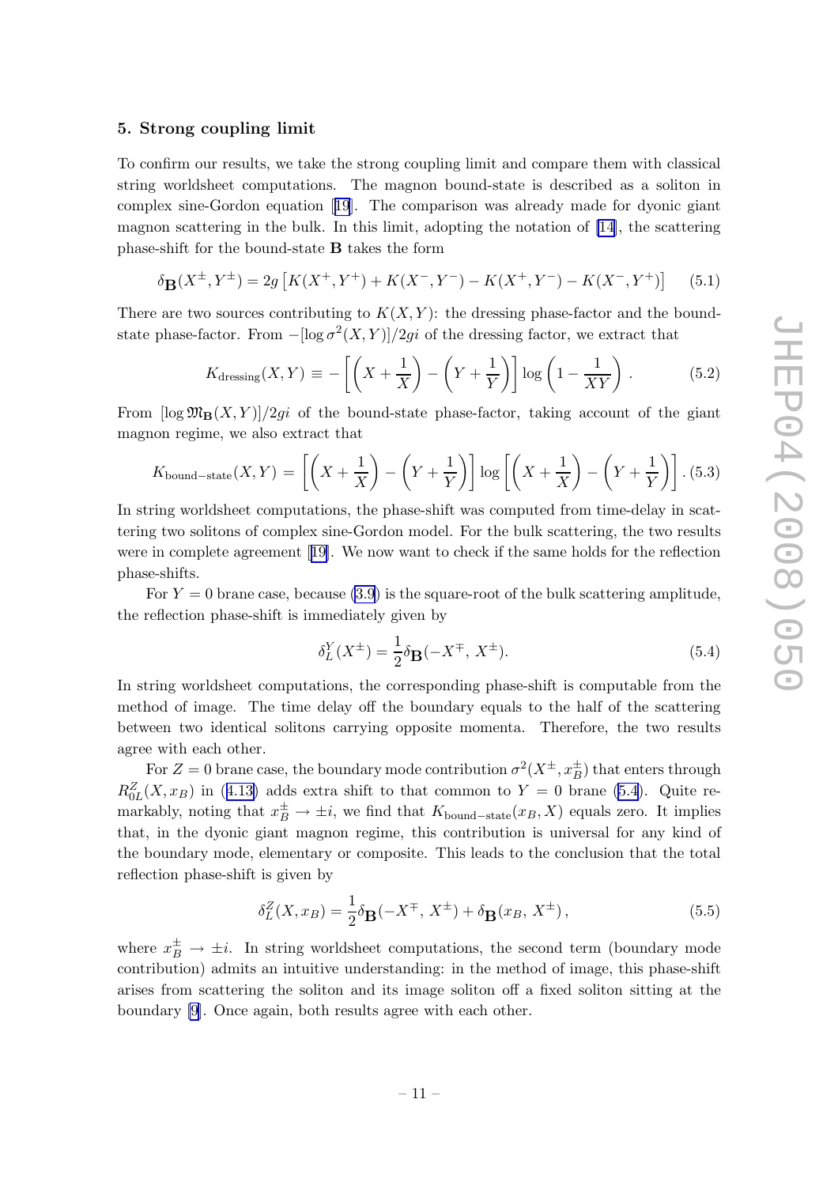## 5. Strong coupling limit

To confirm our results, we take the strong coupling limit and compare them with classical string worldsheet computations. The magnon bound-state is described as a soliton in complex sine-Gordon equation [19]. The comparison was already made for dyonic giant magnon scattering in the bulk. In this limit, adopting the notation of [14], the scattering phase-shift for the bound-state $\mathbf{B}$ takes the form

$$\delta_{\mathbf{B}}(X^\pm, Y^\pm) = 2g\left[K(X^+, Y^+) + K(X^-, Y^-) - K(X^+, Y^-) - K(X^-, Y^+)\right] \tag{5.1}$$

There are two sources contributing to $K(X,Y)$: the dressing phase-factor and the bound-state phase-factor. From $-[\log \sigma^2(X,Y)]/2gi$ of the dressing factor, we extract that

$$K_{\text{dressing}}(X,Y) \equiv -\left[\left(X + \frac{1}{X}\right) - \left(Y + \frac{1}{Y}\right)\right] \log\left(1 - \frac{1}{XY}\right). \tag{5.2}$$

From $[\log \mathfrak{M}_{\mathbf{B}}(X,Y)]/2gi$ of the bound-state phase-factor, taking account of the giant magnon regime, we also extract that

$$K_{\text{bound-state}}(X,Y) = \left[\left(X + \frac{1}{X}\right) - \left(Y + \frac{1}{Y}\right)\right] \log\left[\left(X + \frac{1}{X}\right) - \left(Y + \frac{1}{Y}\right)\right]. \tag{5.3}$$

In string worldsheet computations, the phase-shift was computed from time-delay in scattering two solitons of complex sine-Gordon model. For the bulk scattering, the two results were in complete agreement [19]. We now want to check if the same holds for the reflection phase-shifts.

For $Y = 0$ brane case, because (3.9) is the square-root of the bulk scattering amplitude, the reflection phase-shift is immediately given by

$$\delta_L^Y(X^\pm) = \frac{1}{2}\delta_{\mathbf{B}}(-X^\mp,\, X^\pm). \tag{5.4}$$

In string worldsheet computations, the corresponding phase-shift is computable from the method of image. The time delay off the boundary equals to the half of the scattering between two identical solitons carrying opposite momenta. Therefore, the two results agree with each other.

For $Z = 0$ brane case, the boundary mode contribution $\sigma^2(X^\pm, x_B^\pm)$ that enters through $R_{0L}^Z(X, x_B)$ in (4.13) adds extra shift to that common to $Y = 0$ brane (5.4). Quite remarkably, noting that $x_B^\pm \to \pm i$, we find that $K_{\text{bound-state}}(x_B, X)$ equals zero. It implies that, in the dyonic giant magnon regime, this contribution is universal for any kind of the boundary mode, elementary or composite. This leads to the conclusion that the total reflection phase-shift is given by

$$\delta_L^Z(X, x_B) = \frac{1}{2}\delta_{\mathbf{B}}(-X^\mp,\, X^\pm) + \delta_{\mathbf{B}}(x_B,\, X^\pm), \tag{5.5}$$

where $x_B^\pm \to \pm i$. In string worldsheet computations, the second term (boundary mode contribution) admits an intuitive understanding: in the method of image, this phase-shift arises from scattering the soliton and its image soliton off a fixed soliton sitting at the boundary [9]. Once again, both results agree with each other.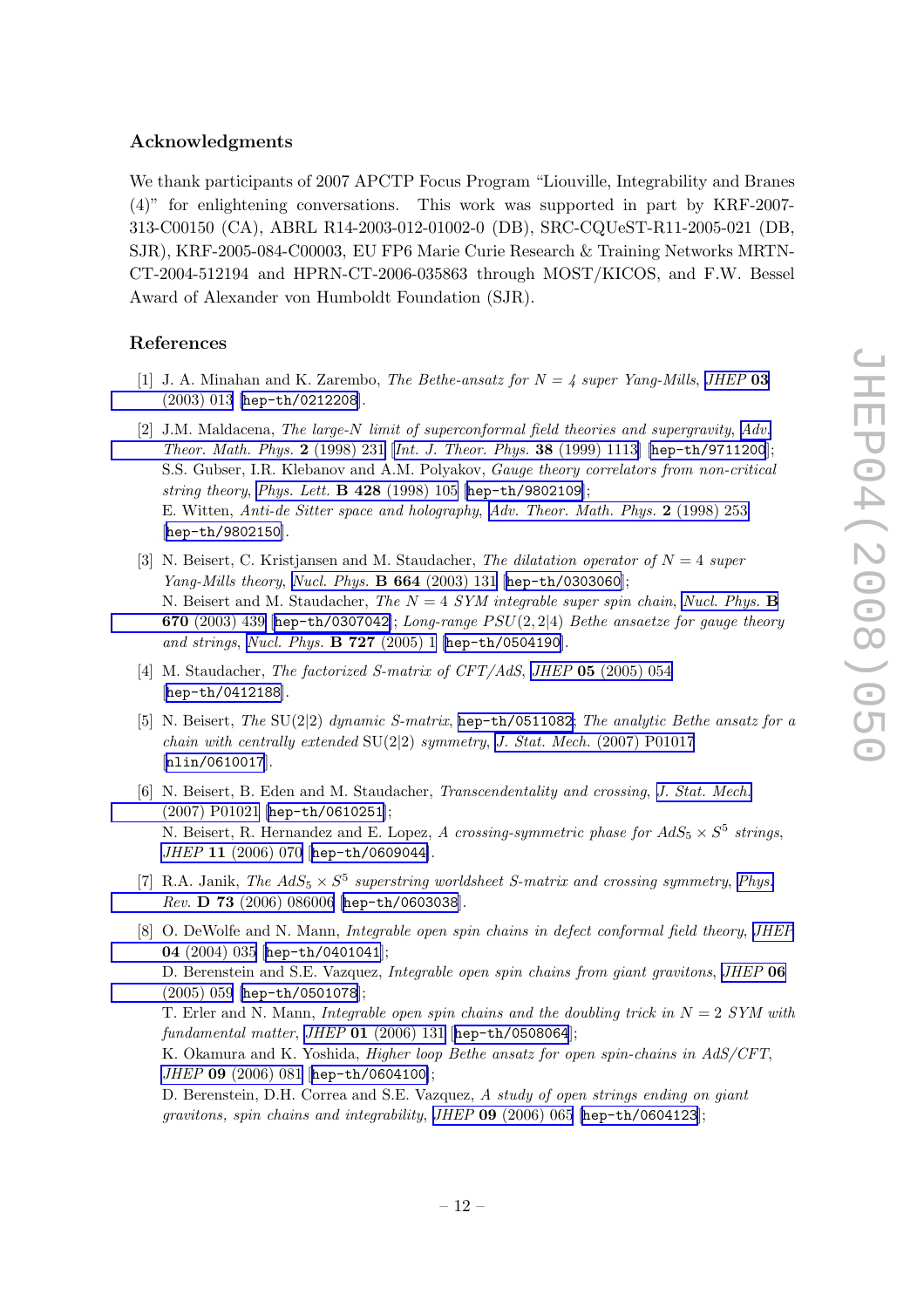## Acknowledgments

We thank participants of 2007 APCTP Focus Program "Liouville, Integrability and Branes (4)" for enlightening conversations. This work was supported in part by KRF-2007-313-C00150 (CA), ABRL R14-2003-012-01002-0 (DB), SRC-CQUeST-R11-2005-021 (DB, SJR), KRF-2005-084-C00003, EU FP6 Marie Curie Research & Training Networks MRTN-CT-2004-512194 and HPRN-CT-2006-035863 through MOST/KICOS, and F.W. Bessel Award of Alexander von Humboldt Foundation (SJR).

## References

[1] J. A. Minahan and K. Zarembo, *The Bethe-ansatz for $N = 4$ super Yang-Mills*, *JHEP* **03** (2003) 013 [hep-th/0212208].

[2] J.M. Maldacena, *The large-N limit of superconformal field theories and supergravity*, *Adv. Theor. Math. Phys.* **2** (1998) 231 [*Int. J. Theor. Phys.* **38** (1999) 1113] [hep-th/9711200]; S.S. Gubser, I.R. Klebanov and A.M. Polyakov, *Gauge theory correlators from non-critical string theory*, *Phys. Lett.* **B 428** (1998) 105 [hep-th/9802109]; E. Witten, *Anti-de Sitter space and holography*, *Adv. Theor. Math. Phys.* **2** (1998) 253 [hep-th/9802150].

[3] N. Beisert, C. Kristjansen and M. Staudacher, *The dilatation operator of $N = 4$ super Yang-Mills theory*, *Nucl. Phys.* **B 664** (2003) 131 [hep-th/0303060]; N. Beisert and M. Staudacher, *The $N = 4$ SYM integrable super spin chain*, *Nucl. Phys.* **B 670** (2003) 439 [hep-th/0307042]; *Long-range $PSU(2,2|4)$ Bethe ansaetze for gauge theory and strings*, *Nucl. Phys.* **B 727** (2005) 1 [hep-th/0504190].

[4] M. Staudacher, *The factorized S-matrix of CFT/AdS*, *JHEP* **05** (2005) 054 [hep-th/0412188].

[5] N. Beisert, *The* SU(2|2) *dynamic S-matrix*, hep-th/0511082; *The analytic Bethe ansatz for a chain with centrally extended* SU(2|2) *symmetry*, *J. Stat. Mech.* (2007) P01017 [nlin/0610017].

[6] N. Beisert, B. Eden and M. Staudacher, *Transcendentality and crossing*, *J. Stat. Mech.* (2007) P01021 [hep-th/0610251]; N. Beisert, R. Hernandez and E. Lopez, *A crossing-symmetric phase for $AdS_5 \times S^5$ strings*, *JHEP* **11** (2006) 070 [hep-th/0609044].

[7] R.A. Janik, *The $AdS_5 \times S^5$ superstring worldsheet S-matrix and crossing symmetry*, *Phys. Rev.* **D 73** (2006) 086006 [hep-th/0603038].

[8] O. DeWolfe and N. Mann, *Integrable open spin chains in defect conformal field theory*, *JHEP* **04** (2004) 035 [hep-th/0401041]; D. Berenstein and S.E. Vazquez, *Integrable open spin chains from giant gravitons*, *JHEP* **06** (2005) 059 [hep-th/0501078]; T. Erler and N. Mann, *Integrable open spin chains and the doubling trick in $N = 2$ SYM with fundamental matter*, *JHEP* **01** (2006) 131 [hep-th/0508064]; K. Okamura and K. Yoshida, *Higher loop Bethe ansatz for open spin-chains in AdS/CFT*, *JHEP* **09** (2006) 081 [hep-th/0604100]; D. Berenstein, D.H. Correa and S.E. Vazquez, *A study of open strings ending on giant gravitons, spin chains and integrability*, *JHEP* **09** (2006) 065 [hep-th/0604123];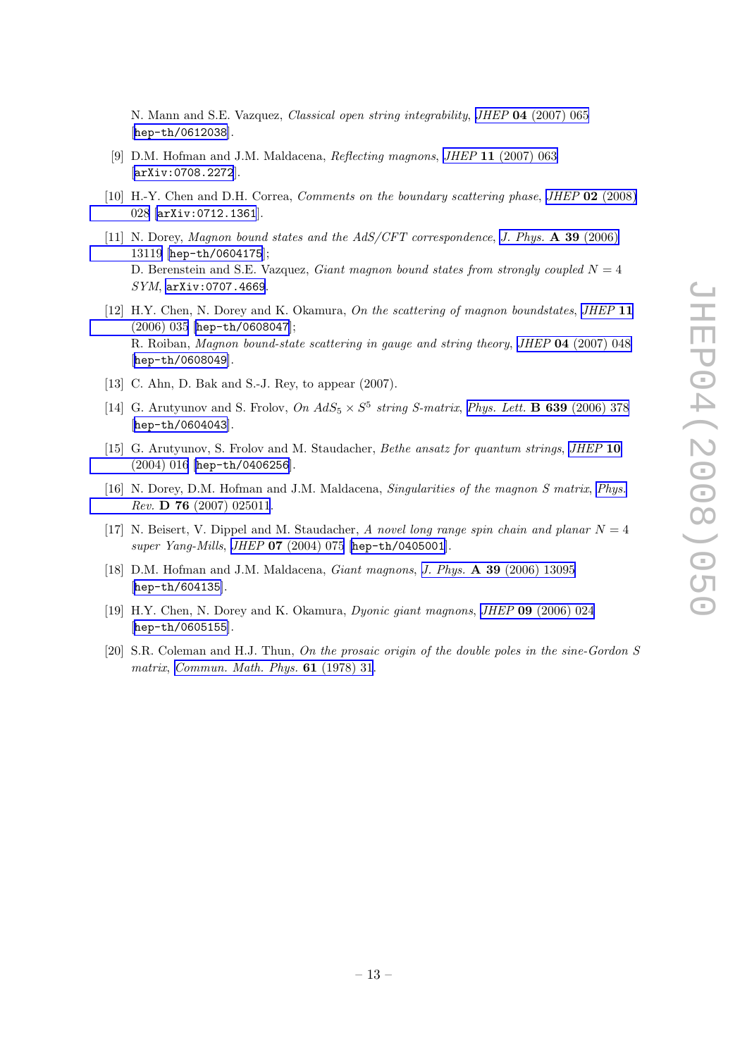N. Mann and S.E. Vazquez, *Classical open string integrability*, JHEP **04** (2007) 065 [hep-th/0612038].

[9] D.M. Hofman and J.M. Maldacena, *Reflecting magnons*, JHEP **11** (2007) 063 [arXiv:0708.2272].

[10] H.-Y. Chen and D.H. Correa, *Comments on the boundary scattering phase*, JHEP **02** (2008) 028 [arXiv:0712.1361].

[11] N. Dorey, *Magnon bound states and the AdS/CFT correspondence*, J. Phys. **A 39** (2006) 13119 [hep-th/0604175];
D. Berenstein and S.E. Vazquez, *Giant magnon bound states from strongly coupled $N = 4$ SYM*, arXiv:0707.4669.

[12] H.Y. Chen, N. Dorey and K. Okamura, *On the scattering of magnon boundstates*, JHEP **11** (2006) 035 [hep-th/0608047];
R. Roiban, *Magnon bound-state scattering in gauge and string theory*, JHEP **04** (2007) 048 [hep-th/0608049].

[13] C. Ahn, D. Bak and S.-J. Rey, to appear (2007).

[14] G. Arutyunov and S. Frolov, *On $AdS_5 \times S^5$ string S-matrix*, Phys. Lett. **B 639** (2006) 378 [hep-th/0604043].

[15] G. Arutyunov, S. Frolov and M. Staudacher, *Bethe ansatz for quantum strings*, JHEP **10** (2004) 016 [hep-th/0406256].

[16] N. Dorey, D.M. Hofman and J.M. Maldacena, *Singularities of the magnon S matrix*, Phys. Rev. **D 76** (2007) 025011.

[17] N. Beisert, V. Dippel and M. Staudacher, *A novel long range spin chain and planar $N = 4$ super Yang-Mills*, JHEP **07** (2004) 075 [hep-th/0405001].

[18] D.M. Hofman and J.M. Maldacena, *Giant magnons*, J. Phys. **A 39** (2006) 13095 [hep-th/604135].

[19] H.Y. Chen, N. Dorey and K. Okamura, *Dyonic giant magnons*, JHEP **09** (2006) 024 [hep-th/0605155].

[20] S.R. Coleman and H.J. Thun, *On the prosaic origin of the double poles in the sine-Gordon S matrix*, Commun. Math. Phys. **61** (1978) 31.